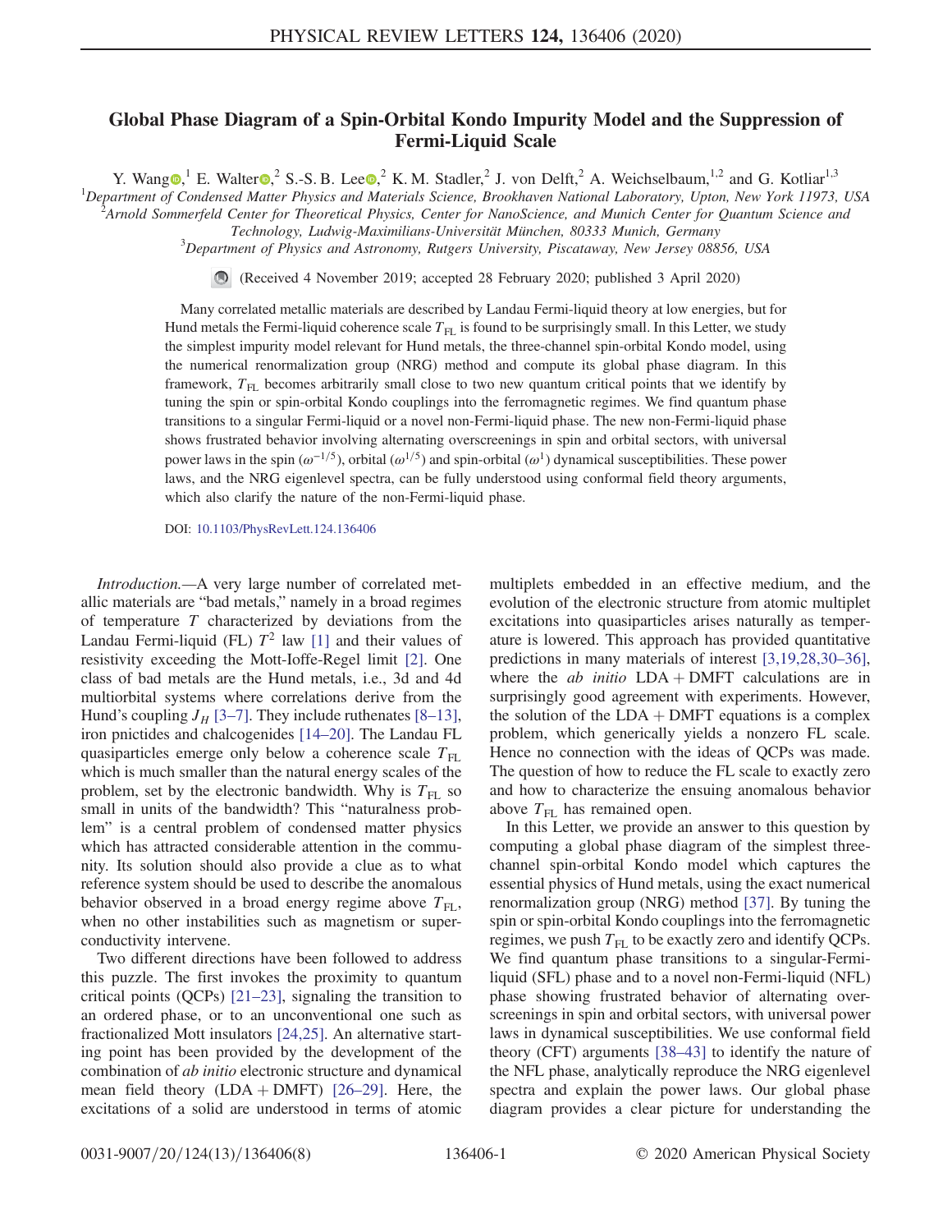# Global Phase Diagram of a Spin-Orbital Kondo Impurity Model and the Suppression of Fermi-Liquid Scale

Y. Wang,[1] E. Walter,[2] S.-S. B. Lee,[2] K. M. Stadler,[2] J. von Delft,[2] A. Weichselbaum,[1,2] and G. Kotliar[1,3]

[1]Department of Condensed Matter Physics and Materials Science, Brookhaven National Laboratory, Upton, New York 11973, USA
[2]Arnold Sommerfeld Center for Theoretical Physics, Center for NanoScience, and Munich Center for Quantum Science and Technology, Ludwig-Maximilians-Universität München, 80333 Munich, Germany
[3]Department of Physics and Astronomy, Rutgers University, Piscataway, New Jersey 08856, USA

(Received 4 November 2019; accepted 28 February 2020; published 3 April 2020)

Many correlated metallic materials are described by Landau Fermi-liquid theory at low energies, but for Hund metals the Fermi-liquid coherence scale $T_{\rm FL}$ is found to be surprisingly small. In this Letter, we study the simplest impurity model relevant for Hund metals, the three-channel spin-orbital Kondo model, using the numerical renormalization group (NRG) method and compute its global phase diagram. In this framework, $T_{\rm FL}$ becomes arbitrarily small close to two new quantum critical points that we identify by tuning the spin or spin-orbital Kondo couplings into the ferromagnetic regimes. We find quantum phase transitions to a singular Fermi-liquid or a novel non-Fermi-liquid phase. The new non-Fermi-liquid phase shows frustrated behavior involving alternating overscreenings in spin and orbital sectors, with universal power laws in the spin ($\omega^{-1/5}$), orbital ($\omega^{1/5}$) and spin-orbital ($\omega^{1}$) dynamical susceptibilities. These power laws, and the NRG eigenlevel spectra, can be fully understood using conformal field theory arguments, which also clarify the nature of the non-Fermi-liquid phase.

DOI: 10.1103/PhysRevLett.124.136406

*Introduction.*—A very large number of correlated metallic materials are "bad metals," namely in a broad regimes of temperature $T$ characterized by deviations from the Landau Fermi-liquid (FL) $T^2$ law [1] and their values of resistivity exceeding the Mott-Ioffe-Regel limit [2]. One class of bad metals are the Hund metals, i.e., 3d and 4d multiorbital systems where correlations derive from the Hund's coupling $J_H$ [3–7]. They include ruthenates [8–13], iron pnictides and chalcogenides [14–20]. The Landau FL quasiparticles emerge only below a coherence scale $T_{\rm FL}$ which is much smaller than the natural energy scales of the problem, set by the electronic bandwidth. Why is $T_{\rm FL}$ so small in units of the bandwidth? This "naturalness problem" is a central problem of condensed matter physics which has attracted considerable attention in the community. Its solution should also provide a clue as to what reference system should be used to describe the anomalous behavior observed in a broad energy regime above $T_{\rm FL}$, when no other instabilities such as magnetism or superconductivity intervene.

Two different directions have been followed to address this puzzle. The first invokes the proximity to quantum critical points (QCPs) [21–23], signaling the transition to an ordered phase, or to an unconventional one such as fractionalized Mott insulators [24,25]. An alternative starting point has been provided by the development of the combination of *ab initio* electronic structure and dynamical mean field theory (LDA + DMFT) [26–29]. Here, the excitations of a solid are understood in terms of atomic multiplets embedded in an effective medium, and the evolution of the electronic structure from atomic multiplet excitations into quasiparticles arises naturally as temperature is lowered. This approach has provided quantitative predictions in many materials of interest [3,19,28,30–36], where the *ab initio* LDA + DMFT calculations are in surprisingly good agreement with experiments. However, the solution of the LDA + DMFT equations is a complex problem, which generically yields a nonzero FL scale. Hence no connection with the ideas of QCPs was made. The question of how to reduce the FL scale to exactly zero and how to characterize the ensuing anomalous behavior above $T_{\rm FL}$ has remained open.

In this Letter, we provide an answer to this question by computing a global phase diagram of the simplest three-channel spin-orbital Kondo model which captures the essential physics of Hund metals, using the exact numerical renormalization group (NRG) method [37]. By tuning the spin or spin-orbital Kondo couplings into the ferromagnetic regimes, we push $T_{\rm FL}$ to be exactly zero and identify QCPs. We find quantum phase transitions to a singular-Fermi-liquid (SFL) phase and to a novel non-Fermi-liquid (NFL) phase showing frustrated behavior of alternating overscreenings in spin and orbital sectors, with universal power laws in dynamical susceptibilities. We use conformal field theory (CFT) arguments [38–43] to identify the nature of the NFL phase, analytically reproduce the NRG eigenlevel spectra and explain the power laws. Our global phase diagram provides a clear picture for understanding the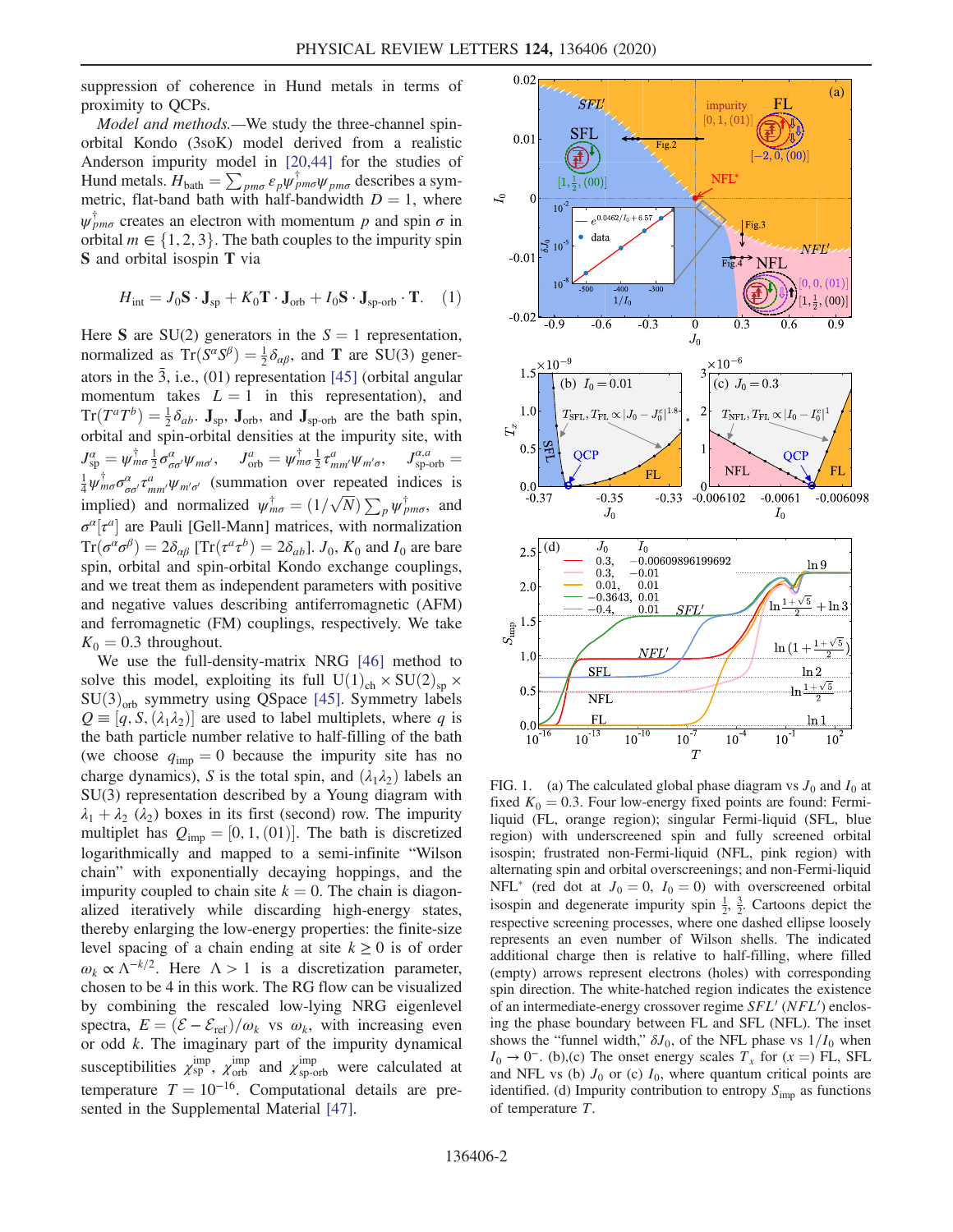suppression of coherence in Hund metals in terms of proximity to QCPs.

*Model and methods.*—We study the three-channel spin-orbital Kondo (3soK) model derived from a realistic Anderson impurity model in [20,44] for the studies of Hund metals. $H_{\rm bath} = \sum_{pm\sigma} \varepsilon_p \psi^\dagger_{pm\sigma}\psi_{pm\sigma}$ describes a symmetric, flat-band bath with half-bandwidth $D = 1$, where $\psi^\dagger_{pm\sigma}$ creates an electron with momentum $p$ and spin $\sigma$ in orbital $m \in \{1,2,3\}$. The bath couples to the impurity spin $\mathbf{S}$ and orbital isospin $\mathbf{T}$ via

$$H_{\rm int} = J_0 \mathbf{S}\cdot\mathbf{J}_{\rm sp} + K_0 \mathbf{T}\cdot\mathbf{J}_{\rm orb} + I_0 \mathbf{S}\cdot\mathbf{J}_{\rm sp\text{-}orb}\cdot\mathbf{T}. \quad (1)$$

Here $\mathbf{S}$ are SU(2) generators in the $S=1$ representation, normalized as $\mathrm{Tr}(S^\alpha S^\beta) = \frac{1}{2}\delta_{\alpha\beta}$, and $\mathbf{T}$ are SU(3) generators in the $\bar{3}$, i.e., (01) representation [45] (orbital angular momentum takes $L=1$ in this representation), and $\mathrm{Tr}(T^a T^b) = \frac{1}{2}\delta_{ab}$. $\mathbf{J}_{\rm sp}$, $\mathbf{J}_{\rm orb}$, and $\mathbf{J}_{\rm sp\text{-}orb}$ are the bath spin, orbital and spin-orbital densities at the impurity site, with $J^\alpha_{\rm sp} = \psi^\dagger_{m\sigma}\frac{1}{2}\sigma^\alpha_{\sigma\sigma'}\psi_{m\sigma'}$, $\quad J^a_{\rm orb} = \psi^\dagger_{m\sigma}\frac{1}{2}\tau^a_{mm'}\psi_{m'\sigma}$, $\quad J^{\alpha,a}_{\rm sp\text{-}orb} = \frac{1}{4}\psi^\dagger_{m\sigma}\sigma^\alpha_{\sigma\sigma'}\tau^a_{mm'}\psi_{m'\sigma'}$ (summation over repeated indices is implied) and normalized $\psi^\dagger_{m\sigma} = (1/\sqrt{N})\sum_p \psi^\dagger_{pm\sigma}$, and $\sigma^\alpha[\tau^a]$ are Pauli [Gell-Mann] matrices, with normalization $\mathrm{Tr}(\sigma^\alpha\sigma^\beta) = 2\delta_{\alpha\beta}$ $[\mathrm{Tr}(\tau^a\tau^b) = 2\delta_{ab}]$. $J_0$, $K_0$ and $I_0$ are bare spin, orbital and spin-orbital Kondo exchange couplings, and we treat them as independent parameters with positive and negative values describing antiferromagnetic (AFM) and ferromagnetic (FM) couplings, respectively. We take $K_0 = 0.3$ throughout.

We use the full-density-matrix NRG [46] method to solve this model, exploiting its full $\mathrm{U}(1)_{\rm ch}\times\mathrm{SU}(2)_{\rm sp}\times\mathrm{SU}(3)_{\rm orb}$ symmetry using QSpace [45]. Symmetry labels $Q \equiv [q, S, (\lambda_1\lambda_2)]$ are used to label multiplets, where $q$ is the bath particle number relative to half-filling of the bath (we choose $q_{\rm imp} = 0$ because the impurity site has no charge dynamics), $S$ is the total spin, and $(\lambda_1\lambda_2)$ labels an SU(3) representation described by a Young diagram with $\lambda_1+\lambda_2$ ($\lambda_2$) boxes in its first (second) row. The impurity multiplet has $Q_{\rm imp} = [0, 1, (01)]$. The bath is discretized logarithmically and mapped to a semi-infinite "Wilson chain" with exponentially decaying hoppings, and the impurity coupled to chain site $k=0$. The chain is diagonalized iteratively while discarding high-energy states, thereby enlarging the low-energy properties: the finite-size level spacing of a chain ending at site $k \geq 0$ is of order $\omega_k \propto \Lambda^{-k/2}$. Here $\Lambda > 1$ is a discretization parameter, chosen to be 4 in this work. The RG flow can be visualized by combining the rescaled low-lying NRG eigenlevel spectra, $E = (\mathcal{E} - \mathcal{E}_{\rm ref})/\omega_k$ vs $\omega_k$, with increasing even or odd $k$. The imaginary part of the impurity dynamical susceptibilities $\chi^{\rm imp}_{\rm sp}$, $\chi^{\rm imp}_{\rm orb}$ and $\chi^{\rm imp}_{\rm sp\text{-}orb}$ were calculated at temperature $T = 10^{-16}$. Computational details are presented in the Supplemental Material [47].

FIG. 1. (a) The calculated global phase diagram vs $J_0$ and $I_0$ at fixed $K_0 = 0.3$. Four low-energy fixed points are found: Fermi-liquid (FL, orange region); singular Fermi-liquid (SFL, blue region) with underscreened spin and fully screened orbital isospin; frustrated non-Fermi-liquid (NFL, pink region) with alternating spin and orbital overscreenings; and non-Fermi-liquid NFL* (red dot at $J_0 = 0$, $I_0 = 0$) with overscreened orbital isospin and degenerate impurity spin $\frac{1}{2}$, $\frac{3}{2}$. Cartoons depict the respective screening processes, where one dashed ellipse loosely represents an even number of Wilson shells. The indicated additional charge then is relative to half-filling, where filled (empty) arrows represent electrons (holes) with corresponding spin direction. The white-hatched region indicates the existence of an intermediate-energy crossover regime $SFL'$ ($NFL'$) enclosing the phase boundary between FL and SFL (NFL). The inset shows the "funnel width," $\delta J_0$, of the NFL phase vs $1/I_0$ when $I_0 \to 0^-$. (b),(c) The onset energy scales $T_x$ for ($x =$) FL, SFL and NFL vs (b) $J_0$ or (c) $I_0$, where quantum critical points are identified. (d) Impurity contribution to entropy $S_{\rm imp}$ as functions of temperature $T$.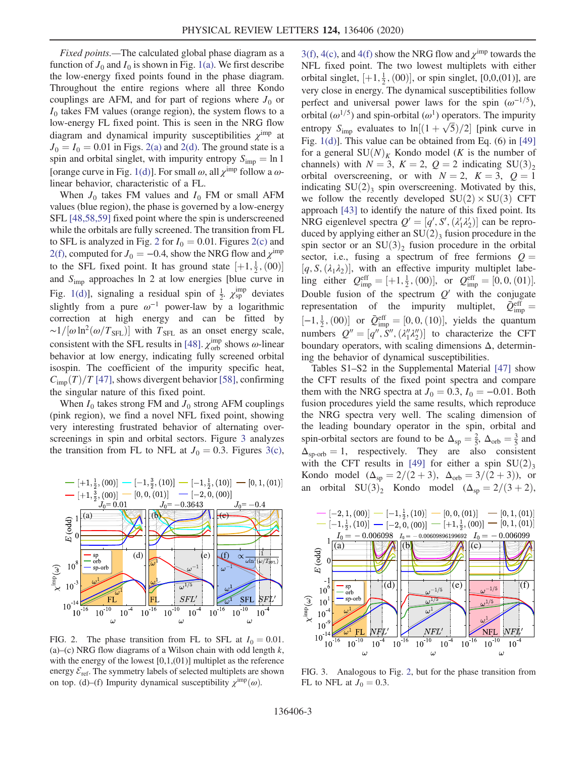*Fixed points.*—The calculated global phase diagram as a function of $J_0$ and $I_0$ is shown in Fig. 1(a). We first describe the low-energy fixed points found in the phase diagram. Throughout the entire regions where all three Kondo couplings are AFM, and for part of regions where $J_0$ or $I_0$ takes FM values (orange region), the system flows to a low-energy FL fixed point. This is seen in the NRG flow diagram and dynamical impurity susceptibilities $\chi^{\rm imp}$ at $J_0 = I_0 = 0.01$ in Figs. 2(a) and 2(d). The ground state is a spin and orbital singlet, with impurity entropy $S_{\rm imp} = \ln 1$ [orange curve in Fig. 1(d)]. For small $\omega$, all $\chi^{\rm imp}$ follow a $\omega$-linear behavior, characteristic of a FL.

When $J_0$ takes FM values and $I_0$ FM or small AFM values (blue region), the phase is governed by a low-energy SFL [48,58,59] fixed point where the spin is underscreened while the orbitals are fully screened. The transition from FL to SFL is analyzed in Fig. 2 for $I_0 = 0.01$. Figures 2(c) and 2(f), computed for $J_0 = -0.4$, show the NRG flow and $\chi^{\rm imp}$ to the SFL fixed point. It has ground state $[+1, \frac{1}{2}, (00)]$ and $S_{\rm imp}$ approaches $\ln 2$ at low energies [blue curve in Fig. 1(d)], signaling a residual spin of $\frac{1}{2}$. $\chi^{\rm imp}_{\rm sp}$ deviates slightly from a pure $\omega^{-1}$ power-law by a logarithmic correction at high energy and can be fitted by $\sim 1/[\omega \ln^2(\omega/T_{\rm SFL})]$ with $T_{\rm SFL}$ as an onset energy scale, consistent with the SFL results in [48]. $\chi^{\rm imp}_{\rm orb}$ shows $\omega$-linear behavior at low energy, indicating fully screened orbital isospin. The coefficient of the impurity specific heat, $C_{\rm imp}(T)/T$ [47], shows divergent behavior [58], confirming the singular nature of this fixed point.

When $I_0$ takes strong FM and $J_0$ strong AFM couplings (pink region), we find a novel NFL fixed point, showing very interesting frustrated behavior of alternating overscreenings in spin and orbital sectors. Figure 3 analyzes the transition from FL to NFL at $J_0 = 0.3$. Figures 3(c), 3(f), 4(c), and 4(f) show the NRG flow and $\chi^{\rm imp}$ towards the NFL fixed point. The two lowest multiplets with either orbital singlet, $[+1, \frac{1}{2}, (00)]$, or spin singlet, $[0, 0, (01)]$, are very close in energy. The dynamical susceptibilities follow perfect and universal power laws for the spin ($\omega^{-1/5}$), orbital ($\omega^{1/5}$) and spin-orbital ($\omega^1$) operators. The impurity entropy $S_{\rm imp}$ evaluates to $\ln[(1+\sqrt{5})/2]$ [pink curve in Fig. 1(d)]. This value can be obtained from Eq. (6) in [49] for a general $SU(N)_K$ Kondo model ($K$ is the number of channels) with $N = 3$, $K = 2$, $Q = 2$ indicating $SU(3)_2$ orbital overscreening, or with $N = 2$, $K = 3$, $Q = 1$ indicating $SU(2)_3$ spin overscreening. Motivated by this, we follow the recently developed $SU(2) \times SU(3)$ CFT approach [43] to identify the nature of this fixed point. Its NRG eigenlevel spectra $Q' = [q', S', (\lambda_1' \lambda_2')]$ can be reproduced by applying either an $SU(2)_3$ fusion procedure in the spin sector or an $SU(3)_2$ fusion procedure in the orbital sector, i.e., fusing a spectrum of free fermions $Q = [q, S, (\lambda_1 \lambda_2)]$, with an effective impurity multiplet labeling either $Q^{\rm eff}_{\rm imp} = [+1, \frac{1}{2}, (00)]$, or $Q^{\rm eff}_{\rm imp} = [0, 0, (01)]$. Double fusion of the spectrum $Q'$ with the conjugate representation of the impurity multiplet, $\bar{Q}^{\rm eff}_{\rm imp} = [-1, \frac{1}{2}, (00)]$ or $\bar{Q}^{\rm eff}_{\rm imp} = [0, 0, (10)]$, yields the quantum numbers $Q'' = [q'', S'', (\lambda_1'' \lambda_2'')]$ to characterize the CFT boundary operators, with scaling dimensions $\Delta$, determining the behavior of dynamical susceptibilities.

Tables S1–S2 in the Supplemental Material [47] show the CFT results of the fixed point spectra and compare them with the NRG spectra at $J_0 = 0.3$, $I_0 = -0.01$. Both fusion procedures yield the same results, which reproduce the NRG spectra very well. The scaling dimension of the leading boundary operator in the spin, orbital and spin-orbital sectors are found to be $\Delta_{\rm sp} = \frac{2}{5}$, $\Delta_{\rm orb} = \frac{3}{5}$ and $\Delta_{\text{sp-orb}} = 1$, respectively. They are also consistent with the CFT results in [49] for either a spin $SU(2)_3$ Kondo model ($\Delta_{\rm sp} = 2/(2+3)$, $\Delta_{\rm orb} = 3/(2+3)$), or an orbital $SU(3)_2$ Kondo model ($\Delta_{\rm sp} = 2/(3+2)$,

FIG. 2. The phase transition from FL to SFL at $I_0 = 0.01$. (a)–(c) NRG flow diagrams of a Wilson chain with odd length $k$, with the energy of the lowest $[0,1,(01)]$ multiplet as the reference energy $\mathcal{E}_{\rm ref}$. The symmetry labels of selected multiplets are shown on top. (d)–(f) Impurity dynamical susceptibility $\chi^{\rm imp}(\omega)$.

FIG. 3. Analogous to Fig. 2, but for the phase transition from FL to NFL at $J_0 = 0.3$.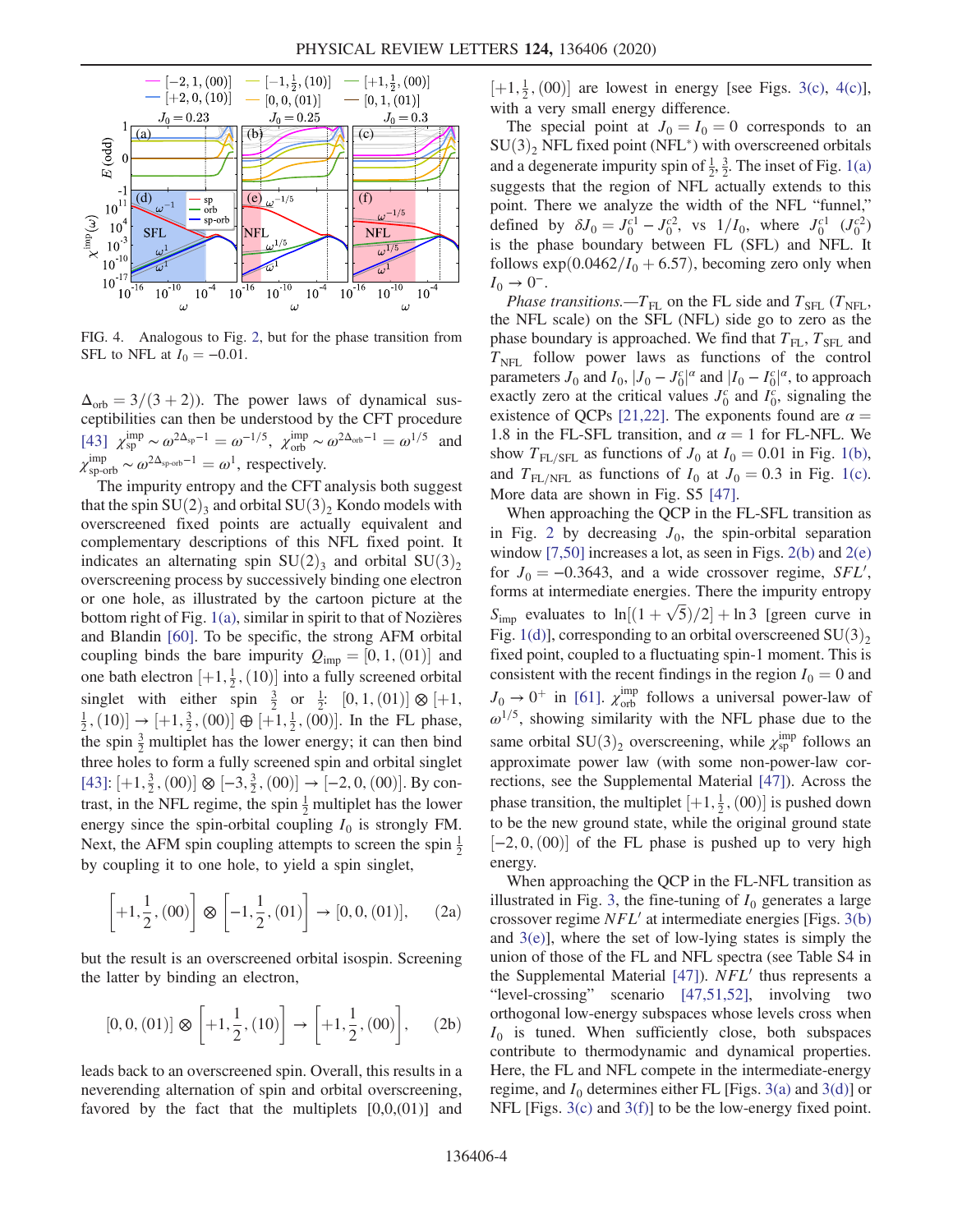FIG. 4. Analogous to Fig. 2, but for the phase transition from SFL to NFL at $I_0 = -0.01$.

$\Delta_{\rm orb} = 3/(3+2)$). The power laws of dynamical susceptibilities can then be understood by the CFT procedure [43] $\chi^{\rm imp}_{\rm sp} \sim \omega^{2\Delta_{\rm sp}-1} = \omega^{-1/5}$, $\chi^{\rm imp}_{\rm orb} \sim \omega^{2\Delta_{\rm orb}-1} = \omega^{1/5}$ and $\chi^{\rm imp}_{\rm sp\text{-}orb} \sim \omega^{2\Delta_{\rm sp\text{-}orb}-1} = \omega^{1}$, respectively.

The impurity entropy and the CFT analysis both suggest that the spin $SU(2)_3$ and orbital $SU(3)_2$ Kondo models with overscreened fixed points are actually equivalent and complementary descriptions of this NFL fixed point. It indicates an alternating spin $SU(2)_3$ and orbital $SU(3)_2$ overscreening process by successively binding one electron or one hole, as illustrated by the cartoon picture at the bottom right of Fig. 1(a), similar in spirit to that of Nozières and Blandin [60]. To be specific, the strong AFM orbital coupling binds the bare impurity $Q_{\rm imp} = [0, 1, (01)]$ and one bath electron $[+1, \frac{1}{2}, (10)]$ into a fully screened orbital singlet with either spin $\frac{3}{2}$ or $\frac{1}{2}$: $[0, 1, (01)] \otimes [+1, \frac{1}{2}, (10)] \to [+1, \frac{3}{2}, (00)] \oplus [+1, \frac{1}{2}, (00)]$. In the FL phase, the spin $\frac{3}{2}$ multiplet has the lower energy; it can then bind three holes to form a fully screened spin and orbital singlet [43]: $[+1, \frac{3}{2}, (00)] \otimes [-3, \frac{3}{2}, (00)] \to [-2, 0, (00)]$. By contrast, in the NFL regime, the spin $\frac{1}{2}$ multiplet has the lower energy since the spin-orbital coupling $I_0$ is strongly FM. Next, the AFM spin coupling attempts to screen the spin $\frac{1}{2}$ by coupling it to one hole, to yield a spin singlet,

$$\left[+1, \frac{1}{2}, (00)\right] \otimes \left[-1, \frac{1}{2}, (01)\right] \to [0, 0, (01)], \quad \text{(2a)}$$

but the result is an overscreened orbital isospin. Screening the latter by binding an electron,

$$[0, 0, (01)] \otimes \left[+1, \frac{1}{2}, (10)\right] \to \left[+1, \frac{1}{2}, (00)\right], \quad \text{(2b)}$$

leads back to an overscreened spin. Overall, this results in a neverending alternation of spin and orbital overscreening, favored by the fact that the multiplets [0,0,(01)] and $[+1, \frac{1}{2}, (00)]$ are lowest in energy [see Figs. 3(c), 4(c)], with a very small energy difference.

The special point at $J_0 = I_0 = 0$ corresponds to an $SU(3)_2$ NFL fixed point (NFL*) with overscreened orbitals and a degenerate impurity spin of $\frac{1}{2}, \frac{3}{2}$. The inset of Fig. 1(a) suggests that the region of NFL actually extends to this point. There we analyze the width of the NFL "funnel," defined by $\delta J_0 = J_0^{c1} - J_0^{c2}$, vs $1/I_0$, where $J_0^{c1}$ ($J_0^{c2}$) is the phase boundary between FL (SFL) and NFL. It follows $\exp(0.0462/I_0 + 6.57)$, becoming zero only when $I_0 \to 0^-$.

*Phase transitions.*—$T_{\rm FL}$ on the FL side and $T_{\rm SFL}$ ($T_{\rm NFL}$, the NFL scale) on the SFL (NFL) side go to zero as the phase boundary is approached. We find that $T_{\rm FL}$, $T_{\rm SFL}$ and $T_{\rm NFL}$ follow power laws as functions of the control parameters $J_0$ and $I_0$, $|J_0 - J_0^c|^\alpha$ and $|I_0 - I_0^c|^\alpha$, to approach exactly zero at the critical values $J_0^c$ and $I_0^c$, signaling the existence of QCPs [21,22]. The exponents found are $\alpha = 1.8$ in the FL-SFL transition, and $\alpha = 1$ for FL-NFL. We show $T_{\rm FL/SFL}$ as functions of $J_0$ at $I_0 = 0.01$ in Fig. 1(b), and $T_{\rm FL/NFL}$ as functions of $I_0$ at $J_0 = 0.3$ in Fig. 1(c). More data are shown in Fig. S5 [47].

When approaching the QCP in the FL-SFL transition as in Fig. 2 by decreasing $J_0$, the spin-orbital separation window [7,50] increases a lot, as seen in Figs. 2(b) and 2(e) for $J_0 = -0.3643$, and a wide crossover regime, *SFL′*, forms at intermediate energies. There the impurity entropy $S_{\rm imp}$ evaluates to $\ln[(1+\sqrt{5})/2] + \ln 3$ [green curve in Fig. 1(d)], corresponding to an orbital overscreened $SU(3)_2$ fixed point, coupled to a fluctuating spin-1 moment. This is consistent with the recent findings in the region $I_0 = 0$ and $J_0 \to 0^+$ in [61]. $\chi^{\rm imp}_{\rm orb}$ follows a universal power-law of $\omega^{1/5}$, showing similarity with the NFL phase due to the same orbital $SU(3)_2$ overscreening, while $\chi^{\rm imp}_{\rm sp}$ follows an approximate power law (with some non-power-law corrections, see the Supplemental Material [47]). Across the phase transition, the multiplet $[+1, \frac{1}{2}, (00)]$ is pushed down to be the new ground state, while the original ground state $[-2, 0, (00)]$ of the FL phase is pushed up to very high energy.

When approaching the QCP in the FL-NFL transition as illustrated in Fig. 3, the fine-tuning of $I_0$ generates a large crossover regime *NFL′* at intermediate energies [Figs. 3(b) and 3(e)], where the set of low-lying states is simply the union of those of the FL and NFL spectra (see Table S4 in the Supplemental Material [47]). *NFL′* thus represents a "level-crossing" scenario [47,51,52], involving two orthogonal low-energy subspaces whose levels cross when $I_0$ is tuned. When sufficiently close, both subspaces contribute to thermodynamic and dynamical properties. Here, the FL and NFL compete in the intermediate-energy regime, and $I_0$ determines either FL [Figs. 3(a) and 3(d)] or NFL [Figs. 3(c) and 3(f)] to be the low-energy fixed point.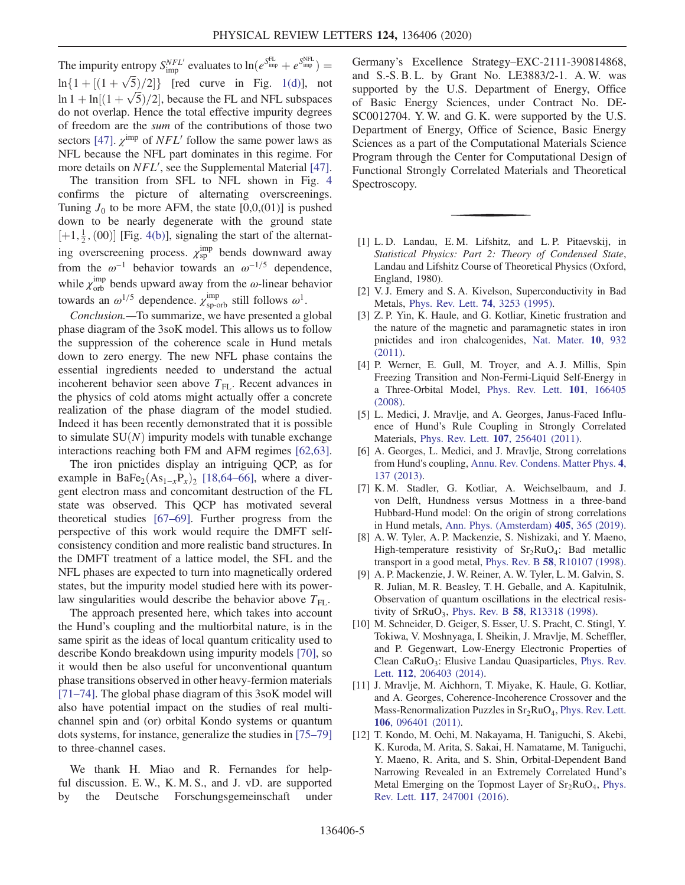The impurity entropy $S_{\rm imp}^{NFL'}$ evaluates to $\ln(e^{S_{\rm imp}^{\rm FL}} + e^{S_{\rm imp}^{\rm NFL}}) = \ln\{1 + [(1+\sqrt{5})/2]\}$ [red curve in Fig. 1(d)], not $\ln 1 + \ln[(1+\sqrt{5})/2]$, because the FL and NFL subspaces do not overlap. Hence the total effective impurity degrees of freedom are the *sum* of the contributions of those two sectors [47]. $\chi^{\rm imp}$ of $NFL'$ follow the same power laws as NFL because the NFL part dominates in this regime. For more details on $NFL'$, see the Supplemental Material [47].

The transition from SFL to NFL shown in Fig. 4 confirms the picture of alternating overscreenings. Tuning $J_0$ to be more AFM, the state [0,0,(01)] is pushed down to be nearly degenerate with the ground state $[+1, \frac{1}{2}, (00)]$ [Fig. 4(b)], signaling the start of the alternating overscreening process. $\chi_{\rm sp}^{\rm imp}$ bends downward away from the $\omega^{-1}$ behavior towards an $\omega^{-1/5}$ dependence, while $\chi_{\rm orb}^{\rm imp}$ bends upward away from the $\omega$-linear behavior towards an $\omega^{1/5}$ dependence. $\chi_{\text{sp-orb}}^{\rm imp}$ still follows $\omega^1$.

*Conclusion.*—To summarize, we have presented a global phase diagram of the 3soK model. This allows us to follow the suppression of the coherence scale in Hund metals down to zero energy. The new NFL phase contains the essential ingredients needed to understand the actual incoherent behavior seen above $T_{\rm FL}$. Recent advances in the physics of cold atoms might actually offer a concrete realization of the phase diagram of the model studied. Indeed it has been recently demonstrated that it is possible to simulate SU($N$) impurity models with tunable exchange interactions reaching both FM and AFM regimes [62,63].

The iron pnictides display an intriguing QCP, as for example in $BaFe_2(As_{1-x}P_x)_2$ [18,64–66], where a divergent electron mass and concomitant destruction of the FL state was observed. This QCP has motivated several theoretical studies [67–69]. Further progress from the perspective of this work would require the DMFT self-consistency condition and more realistic band structures. In the DMFT treatment of a lattice model, the SFL and the NFL phases are expected to turn into magnetically ordered states, but the impurity model studied here with its power-law singularities would describe the behavior above $T_{\rm FL}$.

The approach presented here, which takes into account the Hund's coupling and the multiorbital nature, is in the same spirit as the ideas of local quantum criticality used to describe Kondo breakdown using impurity models [70], so it would then be also useful for unconventional quantum phase transitions observed in other heavy-fermion materials [71–74]. The global phase diagram of this 3soK model will also have potential impact on the studies of real multichannel spin and (or) orbital Kondo systems or quantum dots systems, for instance, generalize the studies in [75–79] to three-channel cases.

We thank H. Miao and R. Fernandes for helpful discussion. E. W., K. M. S., and J. vD. are supported by the Deutsche Forschungsgemeinschaft under Germany's Excellence Strategy-EXC-2111-390814868, and S.-S. B. L. by Grant No. LE3883/2-1. A. W. was supported by the U.S. Department of Energy, Office of Basic Energy Sciences, under Contract No. DE-SC0012704. Y. W. and G. K. were supported by the U.S. Department of Energy, Office of Science, Basic Energy Sciences as a part of the Computational Materials Science Program through the Center for Computational Design of Functional Strongly Correlated Materials and Theoretical Spectroscopy.

---

[1] L. D. Landau, E. M. Lifshitz, and L. P. Pitaevskij, in *Statistical Physics: Part 2: Theory of Condensed State*, Landau and Lifshitz Course of Theoretical Physics (Oxford, England, 1980).

[2] V. J. Emery and S. A. Kivelson, Superconductivity in Bad Metals, Phys. Rev. Lett. **74**, 3253 (1995).

[3] Z. P. Yin, K. Haule, and G. Kotliar, Kinetic frustration and the nature of the magnetic and paramagnetic states in iron pnictides and iron chalcogenides, Nat. Mater. **10**, 932 (2011).

[4] P. Werner, E. Gull, M. Troyer, and A. J. Millis, Spin Freezing Transition and Non-Fermi-Liquid Self-Energy in a Three-Orbital Model, Phys. Rev. Lett. **101**, 166405 (2008).

[5] L. Medici, J. Mravlje, and A. Georges, Janus-Faced Influence of Hund's Rule Coupling in Strongly Correlated Materials, Phys. Rev. Lett. **107**, 256401 (2011).

[6] A. Georges, L. Medici, and J. Mravlje, Strong correlations from Hund's coupling, Annu. Rev. Condens. Matter Phys. **4**, 137 (2013).

[7] K. M. Stadler, G. Kotliar, A. Weichselbaum, and J. von Delft, Hundness versus Mottness in a three-band Hubbard-Hund model: On the origin of strong correlations in Hund metals, Ann. Phys. (Amsterdam) **405**, 365 (2019).

[8] A. W. Tyler, A. P. Mackenzie, S. Nishizaki, and Y. Maeno, High-temperature resistivity of $Sr_2RuO_4$: Bad metallic transport in a good metal, Phys. Rev. B **58**, R10107 (1998).

[9] A. P. Mackenzie, J. W. Reiner, A. W. Tyler, L. M. Galvin, S. R. Julian, M. R. Beasley, T. H. Geballe, and A. Kapitulnik, Observation of quantum oscillations in the electrical resistivity of $SrRuO_3$, Phys. Rev. B **58**, R13318 (1998).

[10] M. Schneider, D. Geiger, S. Esser, U. S. Pracht, C. Stingl, Y. Tokiwa, V. Moshnyaga, I. Sheikin, J. Mravlje, M. Scheffler, and P. Gegenwart, Low-Energy Electronic Properties of Clean $CaRuO_3$: Elusive Landau Quasiparticles, Phys. Rev. Lett. **112**, 206403 (2014).

[11] J. Mravlje, M. Aichhorn, T. Miyake, K. Haule, G. Kotliar, and A. Georges, Coherence-Incoherence Crossover and the Mass-Renormalization Puzzles in $Sr_2RuO_4$, Phys. Rev. Lett. **106**, 096401 (2011).

[12] T. Kondo, M. Ochi, M. Nakayama, H. Taniguchi, S. Akebi, K. Kuroda, M. Arita, S. Sakai, H. Namatame, M. Taniguchi, Y. Maeno, R. Arita, and S. Shin, Orbital-Dependent Band Narrowing Revealed in an Extremely Correlated Hund's Metal Emerging on the Topmost Layer of $Sr_2RuO_4$, Phys. Rev. Lett. **117**, 247001 (2016).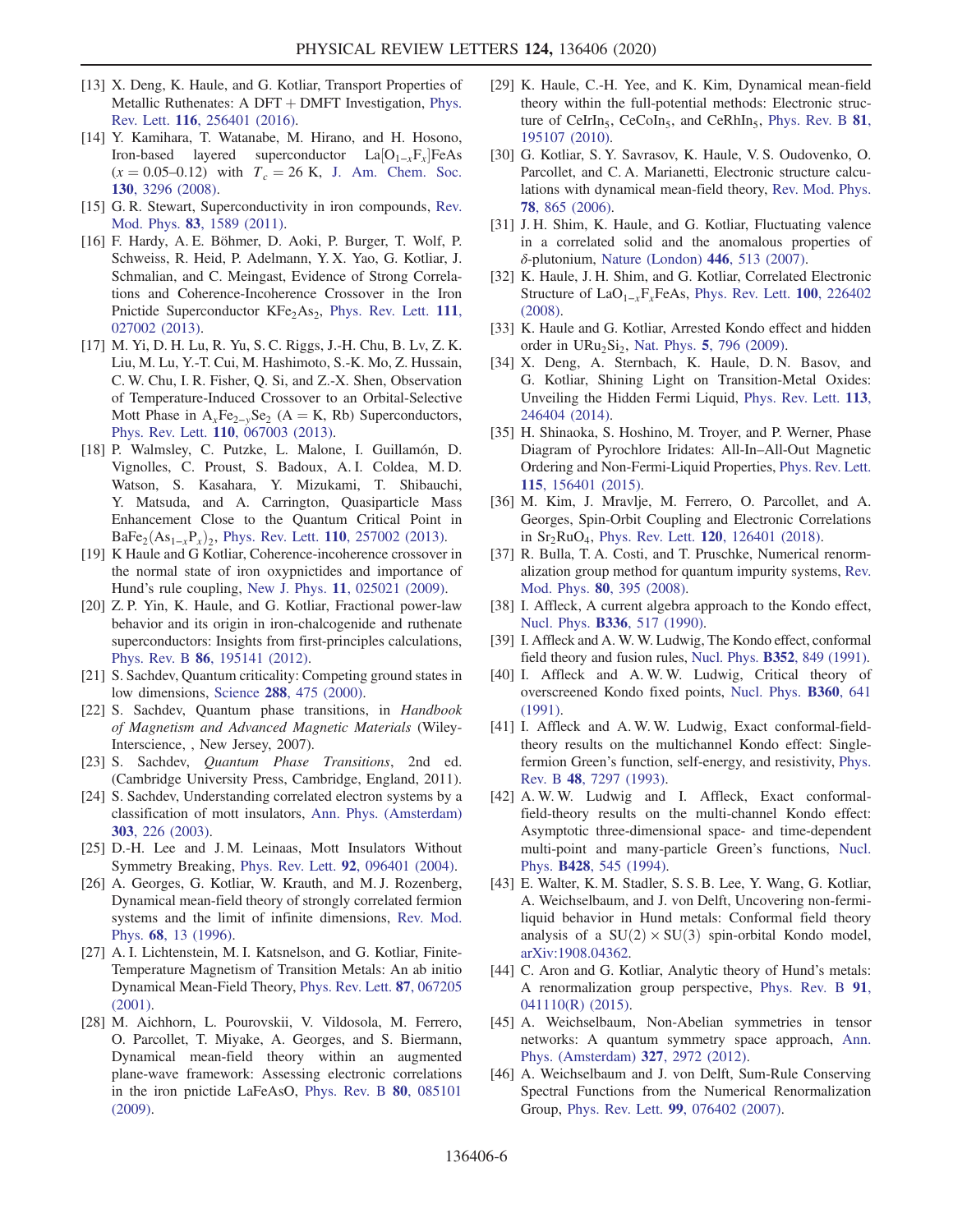[13] X. Deng, K. Haule, and G. Kotliar, Transport Properties of Metallic Ruthenates: A DFT + DMFT Investigation, Phys. Rev. Lett. **116**, 256401 (2016).

[14] Y. Kamihara, T. Watanabe, M. Hirano, and H. Hosono, Iron-based layered superconductor La$[O_{1-x}F_x]$FeAs ($x = 0.05$–$0.12$) with $T_c = 26$ K, J. Am. Chem. Soc. **130**, 3296 (2008).

[15] G. R. Stewart, Superconductivity in iron compounds, Rev. Mod. Phys. **83**, 1589 (2011).

[16] F. Hardy, A. E. Böhmer, D. Aoki, P. Burger, T. Wolf, P. Schweiss, R. Heid, P. Adelmann, Y. X. Yao, G. Kotliar, J. Schmalian, and C. Meingast, Evidence of Strong Correlations and Coherence-Incoherence Crossover in the Iron Pnictide Superconductor $KFe_2As_2$, Phys. Rev. Lett. **111**, 027002 (2013).

[17] M. Yi, D. H. Lu, R. Yu, S. C. Riggs, J.-H. Chu, B. Lv, Z. K. Liu, M. Lu, Y.-T. Cui, M. Hashimoto, S.-K. Mo, Z. Hussain, C. W. Chu, I. R. Fisher, Q. Si, and Z.-X. Shen, Observation of Temperature-Induced Crossover to an Orbital-Selective Mott Phase in $A_xFe_{2-y}Se_2$ (A = K, Rb) Superconductors, Phys. Rev. Lett. **110**, 067003 (2013).

[18] P. Walmsley, C. Putzke, L. Malone, I. Guillamón, D. Vignolles, C. Proust, S. Badoux, A. I. Coldea, M. D. Watson, S. Kasahara, Y. Mizukami, T. Shibauchi, Y. Matsuda, and A. Carrington, Quasiparticle Mass Enhancement Close to the Quantum Critical Point in $BaFe_2(As_{1-x}P_x)_2$, Phys. Rev. Lett. **110**, 257002 (2013).

[19] K Haule and G Kotliar, Coherence-incoherence crossover in the normal state of iron oxypnictides and importance of Hund's rule coupling, New J. Phys. **11**, 025021 (2009).

[20] Z. P. Yin, K. Haule, and G. Kotliar, Fractional power-law behavior and its origin in iron-chalcogenide and ruthenate superconductors: Insights from first-principles calculations, Phys. Rev. B **86**, 195141 (2012).

[21] S. Sachdev, Quantum criticality: Competing ground states in low dimensions, Science **288**, 475 (2000).

[22] S. Sachdev, Quantum phase transitions, in *Handbook of Magnetism and Advanced Magnetic Materials* (Wiley-Interscience, , New Jersey, 2007).

[23] S. Sachdev, *Quantum Phase Transitions*, 2nd ed. (Cambridge University Press, Cambridge, England, 2011).

[24] S. Sachdev, Understanding correlated electron systems by a classification of mott insulators, Ann. Phys. (Amsterdam) **303**, 226 (2003).

[25] D.-H. Lee and J. M. Leinaas, Mott Insulators Without Symmetry Breaking, Phys. Rev. Lett. **92**, 096401 (2004).

[26] A. Georges, G. Kotliar, W. Krauth, and M. J. Rozenberg, Dynamical mean-field theory of strongly correlated fermion systems and the limit of infinite dimensions, Rev. Mod. Phys. **68**, 13 (1996).

[27] A. I. Lichtenstein, M. I. Katsnelson, and G. Kotliar, Finite-Temperature Magnetism of Transition Metals: An ab initio Dynamical Mean-Field Theory, Phys. Rev. Lett. **87**, 067205 (2001).

[28] M. Aichhorn, L. Pourovskii, V. Vildosola, M. Ferrero, O. Parcollet, T. Miyake, A. Georges, and S. Biermann, Dynamical mean-field theory within an augmented plane-wave framework: Assessing electronic correlations in the iron pnictide LaFeAsO, Phys. Rev. B **80**, 085101 (2009).

[29] K. Haule, C.-H. Yee, and K. Kim, Dynamical mean-field theory within the full-potential methods: Electronic structure of $CeIrIn_5$, $CeCoIn_5$, and $CeRhIn_5$, Phys. Rev. B **81**, 195107 (2010).

[30] G. Kotliar, S. Y. Savrasov, K. Haule, V. S. Oudovenko, O. Parcollet, and C. A. Marianetti, Electronic structure calculations with dynamical mean-field theory, Rev. Mod. Phys. **78**, 865 (2006).

[31] J. H. Shim, K. Haule, and G. Kotliar, Fluctuating valence in a correlated solid and the anomalous properties of $\delta$-plutonium, Nature (London) **446**, 513 (2007).

[32] K. Haule, J. H. Shim, and G. Kotliar, Correlated Electronic Structure of $LaO_{1-x}F_x$FeAs, Phys. Rev. Lett. **100**, 226402 (2008).

[33] K. Haule and G. Kotliar, Arrested Kondo effect and hidden order in $URu_2Si_2$, Nat. Phys. **5**, 796 (2009).

[34] X. Deng, A. Sternbach, K. Haule, D. N. Basov, and G. Kotliar, Shining Light on Transition-Metal Oxides: Unveiling the Hidden Fermi Liquid, Phys. Rev. Lett. **113**, 246404 (2014).

[35] H. Shinaoka, S. Hoshino, M. Troyer, and P. Werner, Phase Diagram of Pyrochlore Iridates: All-In–All-Out Magnetic Ordering and Non-Fermi-Liquid Properties, Phys. Rev. Lett. **115**, 156401 (2015).

[36] M. Kim, J. Mravlje, M. Ferrero, O. Parcollet, and A. Georges, Spin-Orbit Coupling and Electronic Correlations in $Sr_2RuO_4$, Phys. Rev. Lett. **120**, 126401 (2018).

[37] R. Bulla, T. A. Costi, and T. Pruschke, Numerical renormalization group method for quantum impurity systems, Rev. Mod. Phys. **80**, 395 (2008).

[38] I. Affleck, A current algebra approach to the Kondo effect, Nucl. Phys. **B336**, 517 (1990).

[39] I. Affleck and A. W. W. Ludwig, The Kondo effect, conformal field theory and fusion rules, Nucl. Phys. **B352**, 849 (1991).

[40] I. Affleck and A. W. W. Ludwig, Critical theory of overscreened Kondo fixed points, Nucl. Phys. **B360**, 641 (1991).

[41] I. Affleck and A. W. W. Ludwig, Exact conformal-field-theory results on the multichannel Kondo effect: Single-fermion Green's function, self-energy, and resistivity, Phys. Rev. B **48**, 7297 (1993).

[42] A. W. W. Ludwig and I. Affleck, Exact conformal-field-theory results on the multi-channel Kondo effect: Asymptotic three-dimensional space- and time-dependent multi-point and many-particle Green's functions, Nucl. Phys. **B428**, 545 (1994).

[43] E. Walter, K. M. Stadler, S. S. B. Lee, Y. Wang, G. Kotliar, A. Weichselbaum, and J. von Delft, Uncovering non-Fermi-liquid behavior in Hund metals: Conformal field theory analysis of a $SU(2) \times SU(3)$ spin-orbital Kondo model, arXiv:1908.04362.

[44] C. Aron and G. Kotliar, Analytic theory of Hund's metals: A renormalization group perspective, Phys. Rev. B **91**, 041110(R) (2015).

[45] A. Weichselbaum, Non-Abelian symmetries in tensor networks: A quantum symmetry space approach, Ann. Phys. (Amsterdam) **327**, 2972 (2012).

[46] A. Weichselbaum and J. von Delft, Sum-Rule Conserving Spectral Functions from the Numerical Renormalization Group, Phys. Rev. Lett. **99**, 076402 (2007).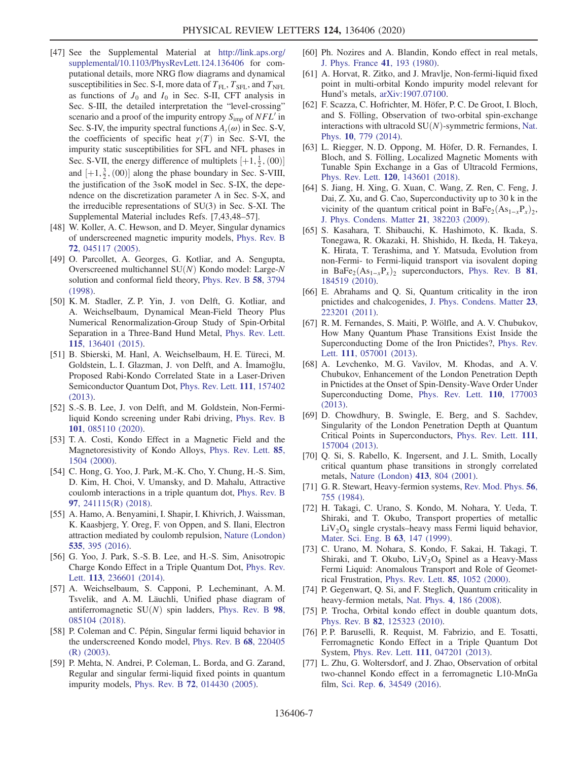[47] See the Supplemental Material at http://link.aps.org/supplemental/10.1103/PhysRevLett.124.136406 for computational details, more NRG flow diagrams and dynamical susceptibilities in Sec. S-I, more data of $T_{\rm FL}$, $T_{\rm SFL}$, and $T_{\rm NFL}$ as functions of $J_0$ and $I_0$ in Sec. S-II, CFT analysis in Sec. S-III, the detailed interpretation the "level-crossing" scenario and a proof of the impurity entropy $S_{\rm imp}$ of $NFL'$ in Sec. S-IV, the impurity spectral functions $A_t(\omega)$ in Sec. S-V, the coefficients of specific heat $\gamma(T)$ in Sec. S-VI, the impurity static susceptibilities for SFL and NFL phases in Sec. S-VII, the energy difference of multiplets $[+1, \frac{1}{2}, (00)]$ and $[+1, \frac{3}{2}, (00)]$ along the phase boundary in Sec. S-VIII, the justification of the 3soK model in Sec. S-IX, the dependence on the discretization parameter $\Lambda$ in Sec. S-X, and the irreducible representations of SU(3) in Sec. S-XI. The Supplemental Material includes Refs. [7,43,48–57].

[48] W. Koller, A. C. Hewson, and D. Meyer, Singular dynamics of underscreened magnetic impurity models, Phys. Rev. B **72**, 045117 (2005).

[49] O. Parcollet, A. Georges, G. Kotliar, and A. Sengupta, Overscreened multichannel SU($N$) Kondo model: Large-$N$ solution and conformal field theory, Phys. Rev. B **58**, 3794 (1998).

[50] K. M. Stadler, Z. P. Yin, J. von Delft, G. Kotliar, and A. Weichselbaum, Dynamical Mean-Field Theory Plus Numerical Renormalization-Group Study of Spin-Orbital Separation in a Three-Band Hund Metal, Phys. Rev. Lett. **115**, 136401 (2015).

[51] B. Sbierski, M. Hanl, A. Weichselbaum, H. E. Türeci, M. Goldstein, L. I. Glazman, J. von Delft, and A. İmamoğlu, Proposed Rabi-Kondo Correlated State in a Laser-Driven Semiconductor Quantum Dot, Phys. Rev. Lett. **111**, 157402 (2013).

[52] S.-S. B. Lee, J. von Delft, and M. Goldstein, Non-Fermi-liquid Kondo screening under Rabi driving, Phys. Rev. B **101**, 085110 (2020).

[53] T. A. Costi, Kondo Effect in a Magnetic Field and the Magnetoresistivity of Kondo Alloys, Phys. Rev. Lett. **85**, 1504 (2000).

[54] C. Hong, G. Yoo, J. Park, M.-K. Cho, Y. Chung, H.-S. Sim, D. Kim, H. Choi, V. Umansky, and D. Mahalu, Attractive coulomb interactions in a triple quantum dot, Phys. Rev. B **97**, 241115(R) (2018).

[55] A. Hamo, A. Benyamini, I. Shapir, I. Khivrich, J. Waissman, K. Kaasbjerg, Y. Oreg, F. von Oppen, and S. Ilani, Electron attraction mediated by coulomb repulsion, Nature (London) **535**, 395 (2016).

[56] G. Yoo, J. Park, S.-S. B. Lee, and H.-S. Sim, Anisotropic Charge Kondo Effect in a Triple Quantum Dot, Phys. Rev. Lett. **113**, 236601 (2014).

[57] A. Weichselbaum, S. Capponi, P. Lecheminant, A. M. Tsvelik, and A. M. Läuchli, Unified phase diagram of antiferromagnetic SU($N$) spin ladders, Phys. Rev. B **98**, 085104 (2018).

[58] P. Coleman and C. Pépin, Singular fermi liquid behavior in the underscreened Kondo model, Phys. Rev. B **68**, 220405 (R) (2003).

[59] P. Mehta, N. Andrei, P. Coleman, L. Borda, and G. Zarand, Regular and singular fermi-liquid fixed points in quantum impurity models, Phys. Rev. B **72**, 014430 (2005).

[60] Ph. Nozires and A. Blandin, Kondo effect in real metals, J. Phys. France **41**, 193 (1980).

[61] A. Horvat, R. Zitko, and J. Mravlje, Non-fermi-liquid fixed point in multi-orbital Kondo impurity model relevant for Hund's metals, arXiv:1907.07100.

[62] F. Scazza, C. Hofrichter, M. Höfer, P. C. De Groot, I. Bloch, and S. Fölling, Observation of two-orbital spin-exchange interactions with ultracold SU($N$)-symmetric fermions, Nat. Phys. **10**, 779 (2014).

[63] L. Riegger, N. D. Oppong, M. Höfer, D. R. Fernandes, I. Bloch, and S. Fölling, Localized Magnetic Moments with Tunable Spin Exchange in a Gas of Ultracold Fermions, Phys. Rev. Lett. **120**, 143601 (2018).

[64] S. Jiang, H. Xing, G. Xuan, C. Wang, Z. Ren, C. Feng, J. Dai, Z. Xu, and G. Cao, Superconductivity up to 30 k in the vicinity of the quantum critical point in $BaFe_2(As_{1-x}P_x)_2$, J. Phys. Condens. Matter **21**, 382203 (2009).

[65] S. Kasahara, T. Shibauchi, K. Hashimoto, K. Ikada, S. Tonegawa, R. Okazaki, H. Shishido, H. Ikeda, H. Takeya, K. Hirata, T. Terashima, and Y. Matsuda, Evolution from non-Fermi- to Fermi-liquid transport via isovalent doping in $BaFe_2(As_{1-x}P_x)_2$ superconductors, Phys. Rev. B **81**, 184519 (2010).

[66] E. Abrahams and Q. Si, Quantum criticality in the iron pnictides and chalcogenides, J. Phys. Condens. Matter **23**, 223201 (2011).

[67] R. M. Fernandes, S. Maiti, P. Wölfle, and A. V. Chubukov, How Many Quantum Phase Transitions Exist Inside the Superconducting Dome of the Iron Pnictides?, Phys. Rev. Lett. **111**, 057001 (2013).

[68] A. Levchenko, M. G. Vavilov, M. Khodas, and A. V. Chubukov, Enhancement of the London Penetration Depth in Pnictides at the Onset of Spin-Density-Wave Order Under Superconducting Dome, Phys. Rev. Lett. **110**, 177003 (2013).

[69] D. Chowdhury, B. Swingle, E. Berg, and S. Sachdev, Singularity of the London Penetration Depth at Quantum Critical Points in Superconductors, Phys. Rev. Lett. **111**, 157004 (2013).

[70] Q. Si, S. Rabello, K. Ingersent, and J. L. Smith, Locally critical quantum phase transitions in strongly correlated metals, Nature (London) **413**, 804 (2001).

[71] G. R. Stewart, Heavy-fermion systems, Rev. Mod. Phys. **56**, 755 (1984).

[72] H. Takagi, C. Urano, S. Kondo, M. Nohara, Y. Ueda, T. Shiraki, and T. Okubo, Transport properties of metallic $LiV_2O_4$ single crystals–heavy mass Fermi liquid behavior, Mater. Sci. Eng. B **63**, 147 (1999).

[73] C. Urano, M. Nohara, S. Kondo, F. Sakai, H. Takagi, T. Shiraki, and T. Okubo, $LiV_2O_4$ Spinel as a Heavy-Mass Fermi Liquid: Anomalous Transport and Role of Geometrical Frustration, Phys. Rev. Lett. **85**, 1052 (2000).

[74] P. Gegenwart, Q. Si, and F. Steglich, Quantum criticality in heavy-fermion metals, Nat. Phys. **4**, 186 (2008).

[75] P. Trocha, Orbital kondo effect in double quantum dots, Phys. Rev. B **82**, 125323 (2010).

[76] P. P. Baruselli, R. Requist, M. Fabrizio, and E. Tosatti, Ferromagnetic Kondo Effect in a Triple Quantum Dot System, Phys. Rev. Lett. **111**, 047201 (2013).

[77] L. Zhu, G. Woltersdorf, and J. Zhao, Observation of orbital two-channel Kondo effect in a ferromagnetic L10-MnGa film, Sci. Rep. **6**, 34549 (2016).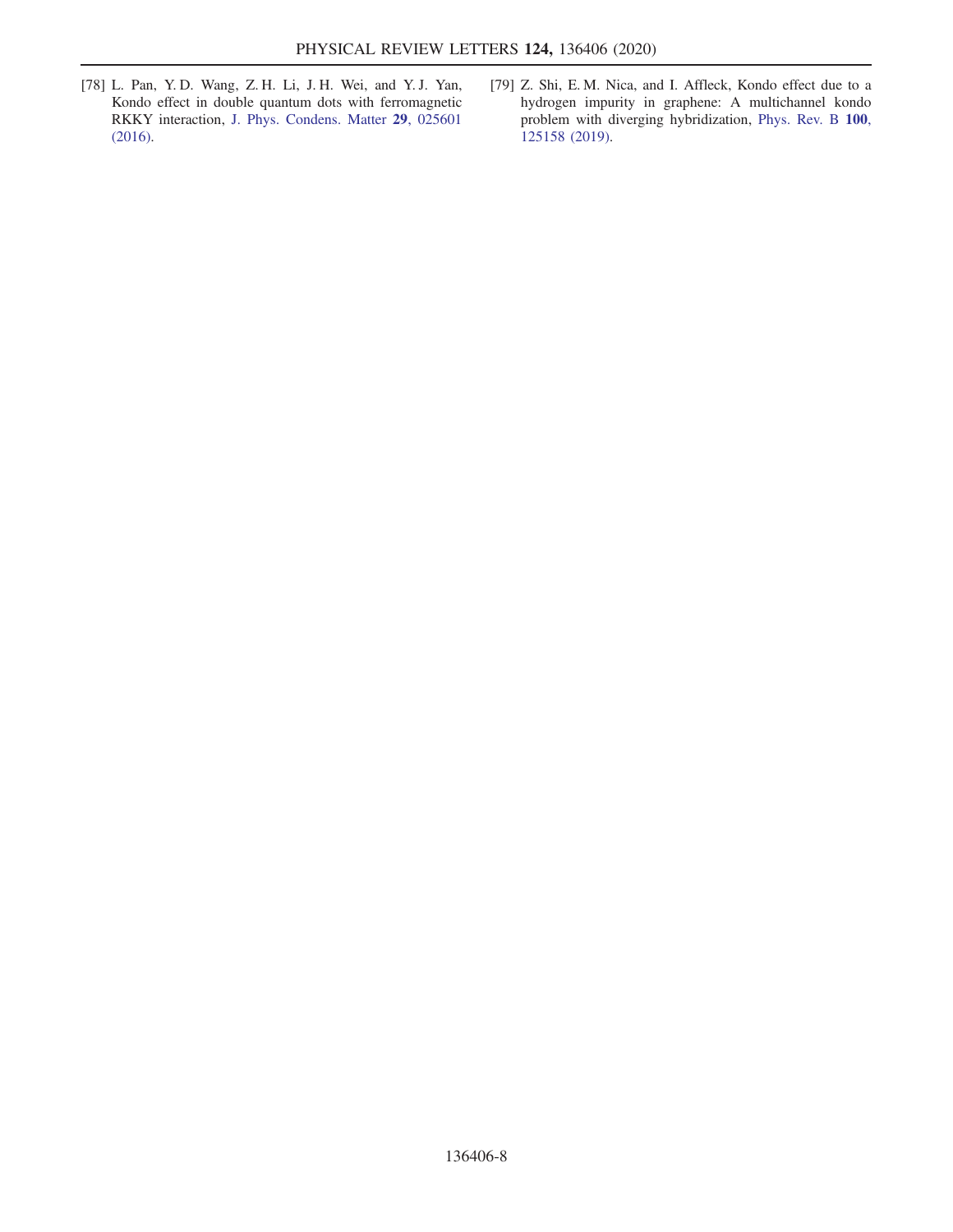[78] L. Pan, Y. D. Wang, Z. H. Li, J. H. Wei, and Y. J. Yan, Kondo effect in double quantum dots with ferromagnetic RKKY interaction, J. Phys. Condens. Matter **29**, 025601 (2016).

[79] Z. Shi, E. M. Nica, and I. Affleck, Kondo effect due to a hydrogen impurity in graphene: A multichannel kondo problem with diverging hybridization, Phys. Rev. B **100**, 125158 (2019).